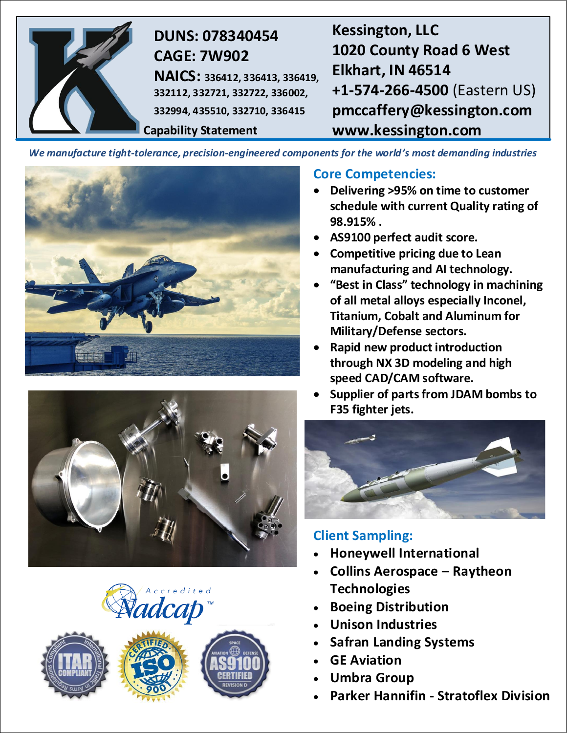**DUNS: 078340454**
**CAGE: 7W902**
**NAICS:** 336412, 336413, 336419, 332112, 332721, 332722, 336002, 332994, 435510, 332710, 336415

**Capability Statement**

**Kessington, LLC**
**1020 County Road 6 West**
**Elkhart, IN 46514**
**+1-574-266-4500** (Eastern US)
**pmccaffery@kessington.com**
**www.kessington.com**

*We manufacture tight-tolerance, precision-engineered components for the world's most demanding industries*

## Core Competencies:

- Delivering >95% on time to customer schedule with current Quality rating of 98.915% .
- AS9100 perfect audit score.
- Competitive pricing due to Lean manufacturing and AI technology.
- "Best in Class" technology in machining of all metal alloys especially Inconel, Titanium, Cobalt and Aluminum for Military/Defense sectors.
- Rapid new product introduction through NX 3D modeling and high speed CAD/CAM software.
- Supplier of parts from JDAM bombs to F35 fighter jets.

## Client Sampling:

- Honeywell International
- Collins Aerospace – Raytheon Technologies
- Boeing Distribution
- Unison Industries
- Safran Landing Systems
- GE Aviation
- Umbra Group
- Parker Hannifin - Stratoflex Division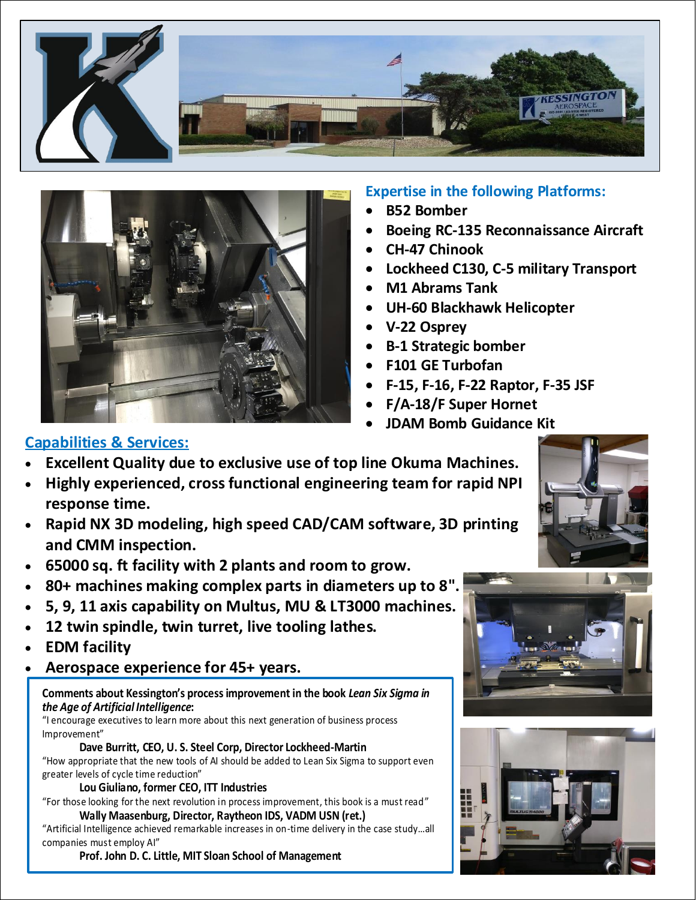### Expertise in the following Platforms:

- B52 Bomber
- Boeing RC-135 Reconnaissance Aircraft
- CH-47 Chinook
- Lockheed C130, C-5 military Transport
- M1 Abrams Tank
- UH-60 Blackhawk Helicopter
- V-22 Osprey
- B-1 Strategic bomber
- F101 GE Turbofan
- F-15, F-16, F-22 Raptor, F-35 JSF
- F/A-18/F Super Hornet
- JDAM Bomb Guidance Kit

### Capabilities & Services:

- **Excellent Quality due to exclusive use of top line Okuma Machines.**
- **Highly experienced, cross functional engineering team for rapid NPI response time.**
- **Rapid NX 3D modeling, high speed CAD/CAM software, 3D printing and CMM inspection.**
- **65000 sq. ft facility with 2 plants and room to grow.**
- **80+ machines making complex parts in diameters up to 8".**
- **5, 9, 11 axis capability on Multus, MU & LT3000 machines.**
- **12 twin spindle, twin turret, live tooling lathes.**
- **EDM facility**
- **Aerospace experience for 45+ years.**

**Comments about Kessington's process improvement in the book *Lean Six Sigma in the Age of Artificial Intelligence*:**

"I encourage executives to learn more about this next generation of business process Improvement"

**Dave Burritt, CEO, U. S. Steel Corp, Director Lockheed-Martin**

"How appropriate that the new tools of AI should be added to Lean Six Sigma to support even greater levels of cycle time reduction"

**Lou Giuliano, former CEO, ITT Industries**

"For those looking for the next revolution in process improvement, this book is a must read"

**Wally Maasenburg, Director, Raytheon IDS, VADM USN (ret.)**

"Artificial Intelligence achieved remarkable increases in on-time delivery in the case study…all companies must employ AI"

**Prof. John D. C. Little, MIT Sloan School of Management**